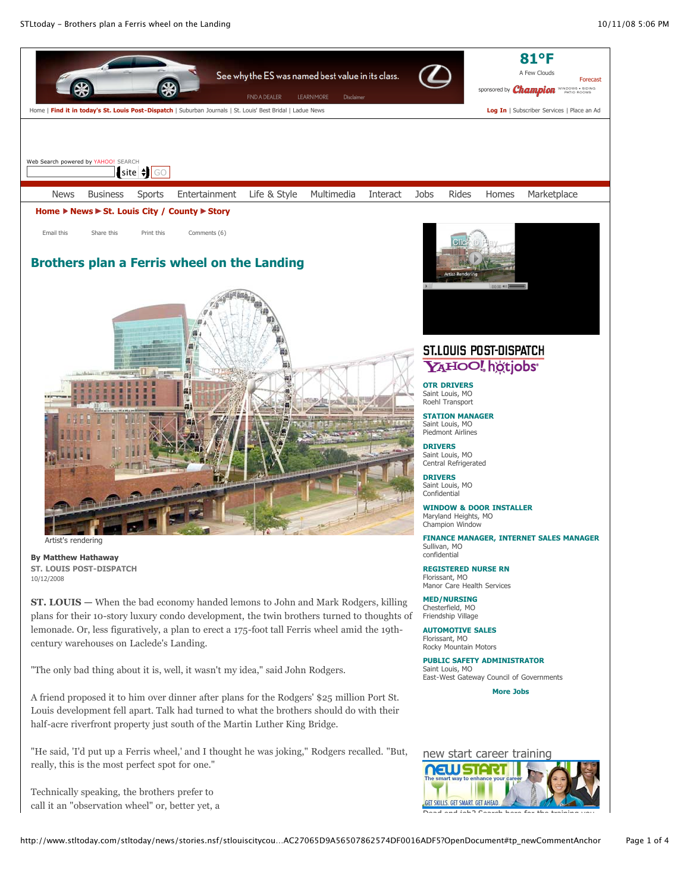# Brothers plan a Ferris wheel on the Landing

Artist's rendering

**By Matthew Hathaway**
**ST. LOUIS POST-DISPATCH**
10/12/2008

**ST. LOUIS —** When the bad economy handed lemons to John and Mark Rodgers, killing plans for their 10-story luxury condo development, the twin brothers turned to thoughts of lemonade. Or, less figuratively, a plan to erect a 175-foot tall Ferris wheel amid the 19th-century warehouses on Laclede's Landing.

"The only bad thing about it is, well, it wasn't my idea," said John Rodgers.

A friend proposed it to him over dinner after plans for the Rodgers' $25 million Port St. Louis development fell apart. Talk had turned to what the brothers should do with their half-acre riverfront property just south of the Martin Luther King Bridge.

"He said, 'I'd put up a Ferris wheel,' and I thought he was joking," Rodgers recalled. "But, really, this is the most perfect spot for one."

Technically speaking, the brothers prefer to call it an "observation wheel" or, better yet, a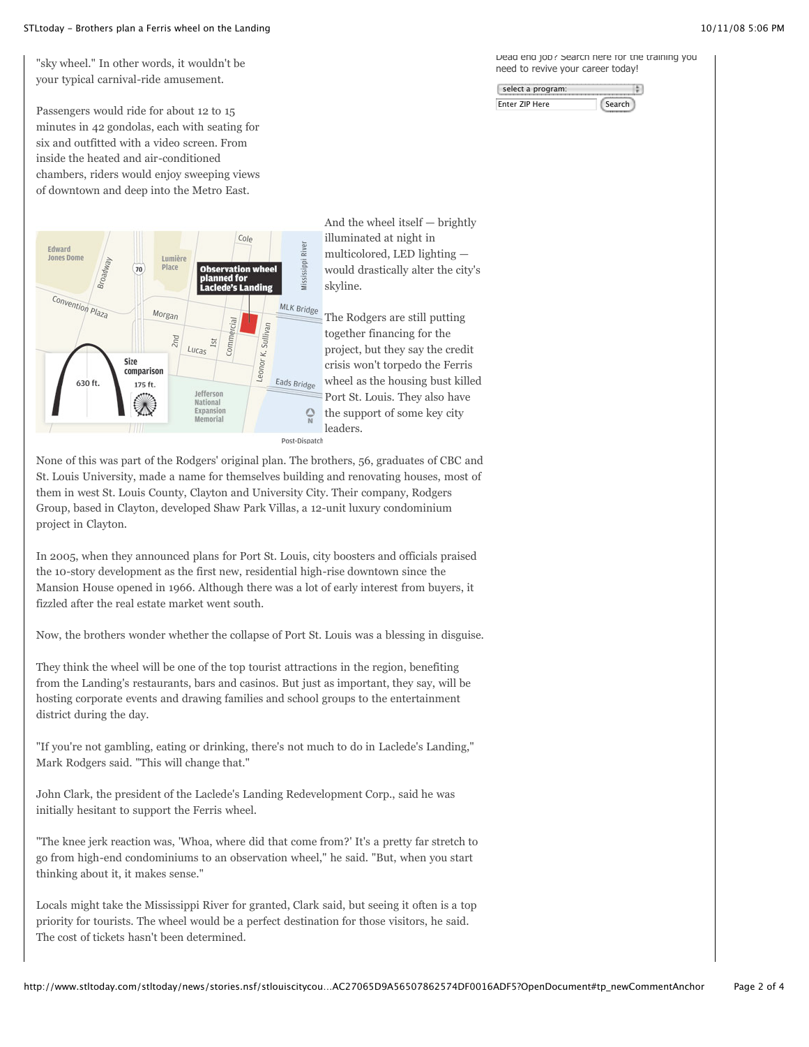"sky wheel." In other words, it wouldn't be your typical carnival-ride amusement.

Passengers would ride for about 12 to 15 minutes in 42 gondolas, each with seating for six and outfitted with a video screen. From inside the heated and air-conditioned chambers, riders would enjoy sweeping views of downtown and deep into the Metro East.

Post-Dispatch

And the wheel itself — brightly illuminated at night in multicolored, LED lighting — would drastically alter the city's skyline.

The Rodgers are still putting together financing for the project, but they say the credit crisis won't torpedo the Ferris wheel as the housing bust killed Port St. Louis. They also have the support of some key city leaders.

None of this was part of the Rodgers' original plan. The brothers, 56, graduates of CBC and St. Louis University, made a name for themselves building and renovating houses, most of them in west St. Louis County, Clayton and University City. Their company, Rodgers Group, based in Clayton, developed Shaw Park Villas, a 12-unit luxury condominium project in Clayton.

In 2005, when they announced plans for Port St. Louis, city boosters and officials praised the 10-story development as the first new, residential high-rise downtown since the Mansion House opened in 1966. Although there was a lot of early interest from buyers, it fizzled after the real estate market went south.

Now, the brothers wonder whether the collapse of Port St. Louis was a blessing in disguise.

They think the wheel will be one of the top tourist attractions in the region, benefiting from the Landing's restaurants, bars and casinos. But just as important, they say, will be hosting corporate events and drawing families and school groups to the entertainment district during the day.

"If you're not gambling, eating or drinking, there's not much to do in Laclede's Landing," Mark Rodgers said. "This will change that."

John Clark, the president of the Laclede's Landing Redevelopment Corp., said he was initially hesitant to support the Ferris wheel.

"The knee jerk reaction was, 'Whoa, where did that come from?' It's a pretty far stretch to go from high-end condominiums to an observation wheel," he said. "But, when you start thinking about it, it makes sense."

Locals might take the Mississippi River for granted, Clark said, but seeing it often is a top priority for tourists. The wheel would be a perfect destination for those visitors, he said. The cost of tickets hasn't been determined.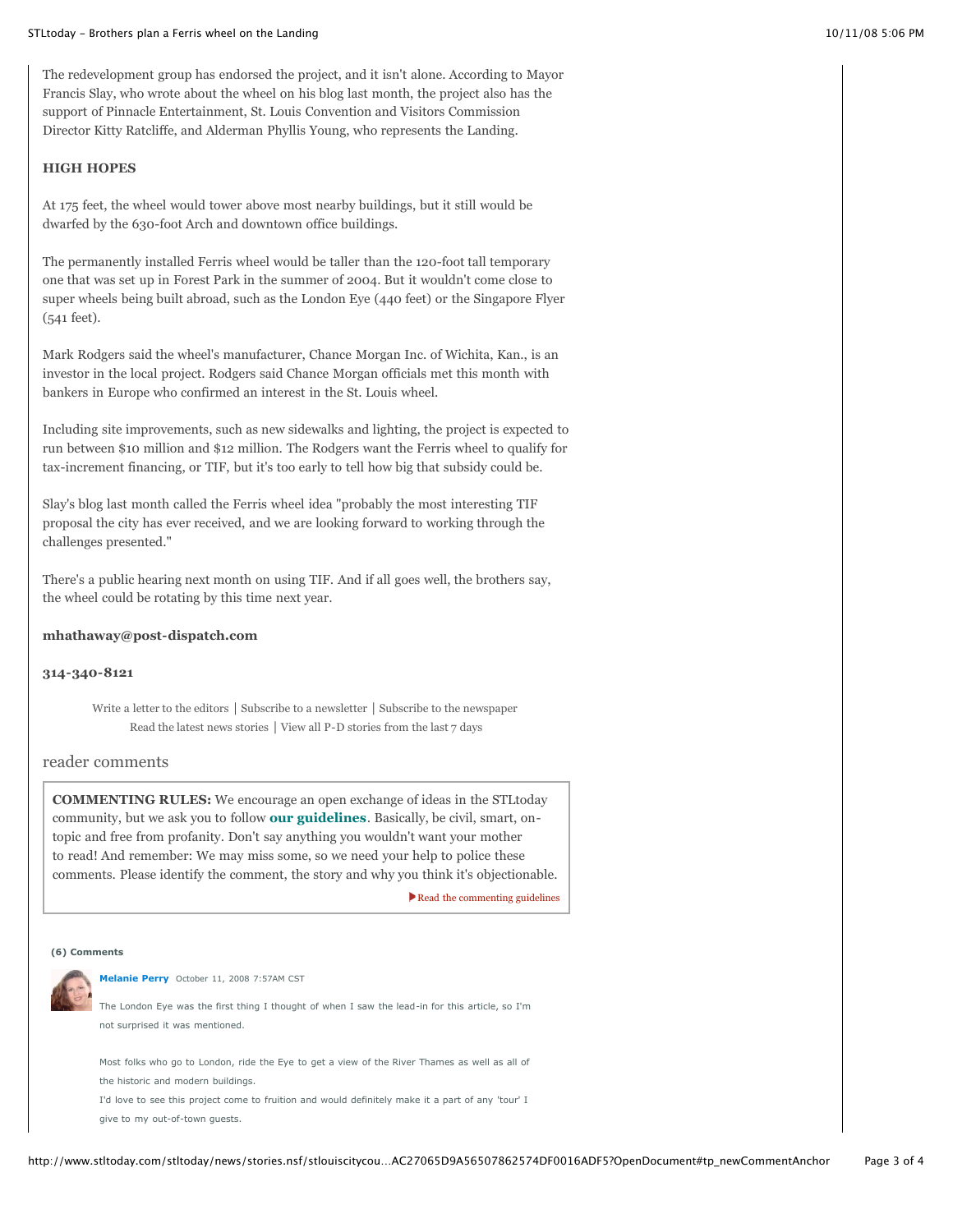The redevelopment group has endorsed the project, and it isn't alone. According to Mayor Francis Slay, who wrote about the wheel on his blog last month, the project also has the support of Pinnacle Entertainment, St. Louis Convention and Visitors Commission Director Kitty Ratcliffe, and Alderman Phyllis Young, who represents the Landing.

**HIGH HOPES**

At 175 feet, the wheel would tower above most nearby buildings, but it still would be dwarfed by the 630-foot Arch and downtown office buildings.

The permanently installed Ferris wheel would be taller than the 120-foot tall temporary one that was set up in Forest Park in the summer of 2004. But it wouldn't come close to super wheels being built abroad, such as the London Eye (440 feet) or the Singapore Flyer (541 feet).

Mark Rodgers said the wheel's manufacturer, Chance Morgan Inc. of Wichita, Kan., is an investor in the local project. Rodgers said Chance Morgan officials met this month with bankers in Europe who confirmed an interest in the St. Louis wheel.

Including site improvements, such as new sidewalks and lighting, the project is expected to run between $10 million and $12 million. The Rodgers want the Ferris wheel to qualify for tax-increment financing, or TIF, but it's too early to tell how big that subsidy could be.

Slay's blog last month called the Ferris wheel idea "probably the most interesting TIF proposal the city has ever received, and we are looking forward to working through the challenges presented."

There's a public hearing next month on using TIF. And if all goes well, the brothers say, the wheel could be rotating by this time next year.

**mhathaway@post-dispatch.com**

**314-340-8121**

Write a letter to the editors | Subscribe to a newsletter | Subscribe to the newspaper
Read the latest news stories | View all P-D stories from the last 7 days

## reader comments

**COMMENTING RULES:** We encourage an open exchange of ideas in the STLtoday community, but we ask you to follow **our guidelines**. Basically, be civil, smart, on-topic and free from profanity. Don't say anything you wouldn't want your mother to read! And remember: We may miss some, so we need your help to police these comments. Please identify the comment, the story and why you think it's objectionable.

Read the commenting guidelines

**(6) Comments**

**Melanie Perry** October 11, 2008 7:57AM CST

The London Eye was the first thing I thought of when I saw the lead-in for this article, so I'm not surprised it was mentioned.

Most folks who go to London, ride the Eye to get a view of the River Thames as well as all of the historic and modern buildings.
I'd love to see this project come to fruition and would definitely make it a part of any 'tour' I give to my out-of-town guests.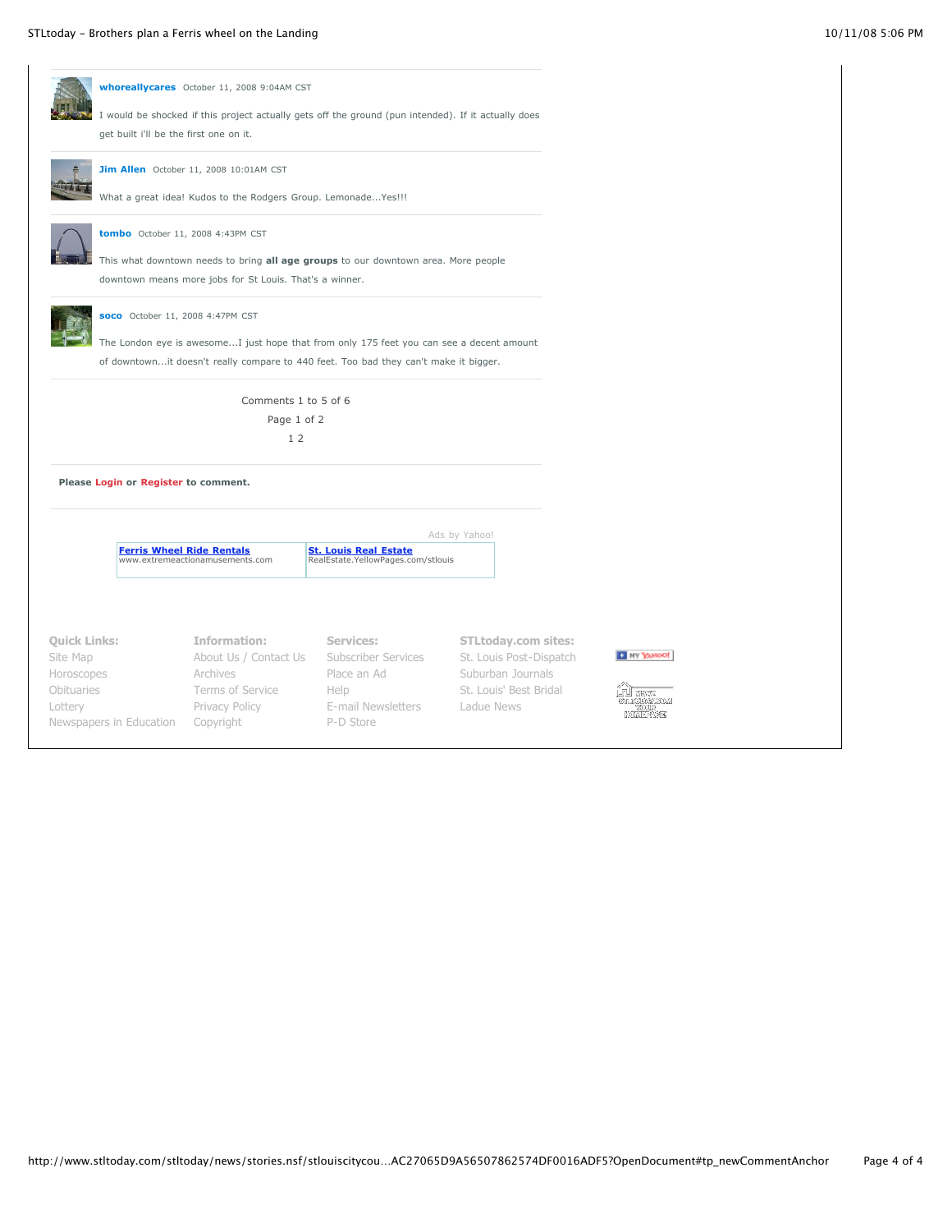**whoreallycares** October 11, 2008 9:04AM CST

I would be shocked if this project actually gets off the ground (pun intended). If it actually does get built i'll be the first one on it.

**Jim Allen** October 11, 2008 10:01AM CST

What a great idea! Kudos to the Rodgers Group. Lemonade...Yes!!!

**tombo** October 11, 2008 4:43PM CST

This what downtown needs to bring **all age groups** to our downtown area. More people downtown means more jobs for St Louis. That's a winner.

**soco** October 11, 2008 4:47PM CST

The London eye is awesome...I just hope that from only 175 feet you can see a decent amount of downtown...it doesn't really compare to 440 feet. Too bad they can't make it bigger.

Comments 1 to 5 of 6

Page 1 of 2

1 2

**Please Login or Register to comment.**

Ads by Yahoo!

| | |
|---|---|
| **Ferris Wheel Ride Rentals** www.extremeactionamusements.com | **St. Louis Real Estate** RealEstate.YellowPages.com/stlouis |

**Quick Links:**
- Site Map
- Horoscopes
- Obituaries
- Lottery
- Newspapers in Education

**Information:**
- About Us / Contact Us
- Archives
- Terms of Service
- Privacy Policy
- Copyright

**Services:**
- Subscriber Services
- Place an Ad
- Help
- E-mail Newsletters
- P-D Store

**STLtoday.com sites:**
- St. Louis Post-Dispatch
- Suburban Journals
- St. Louis' Best Bridal
- Ladue News